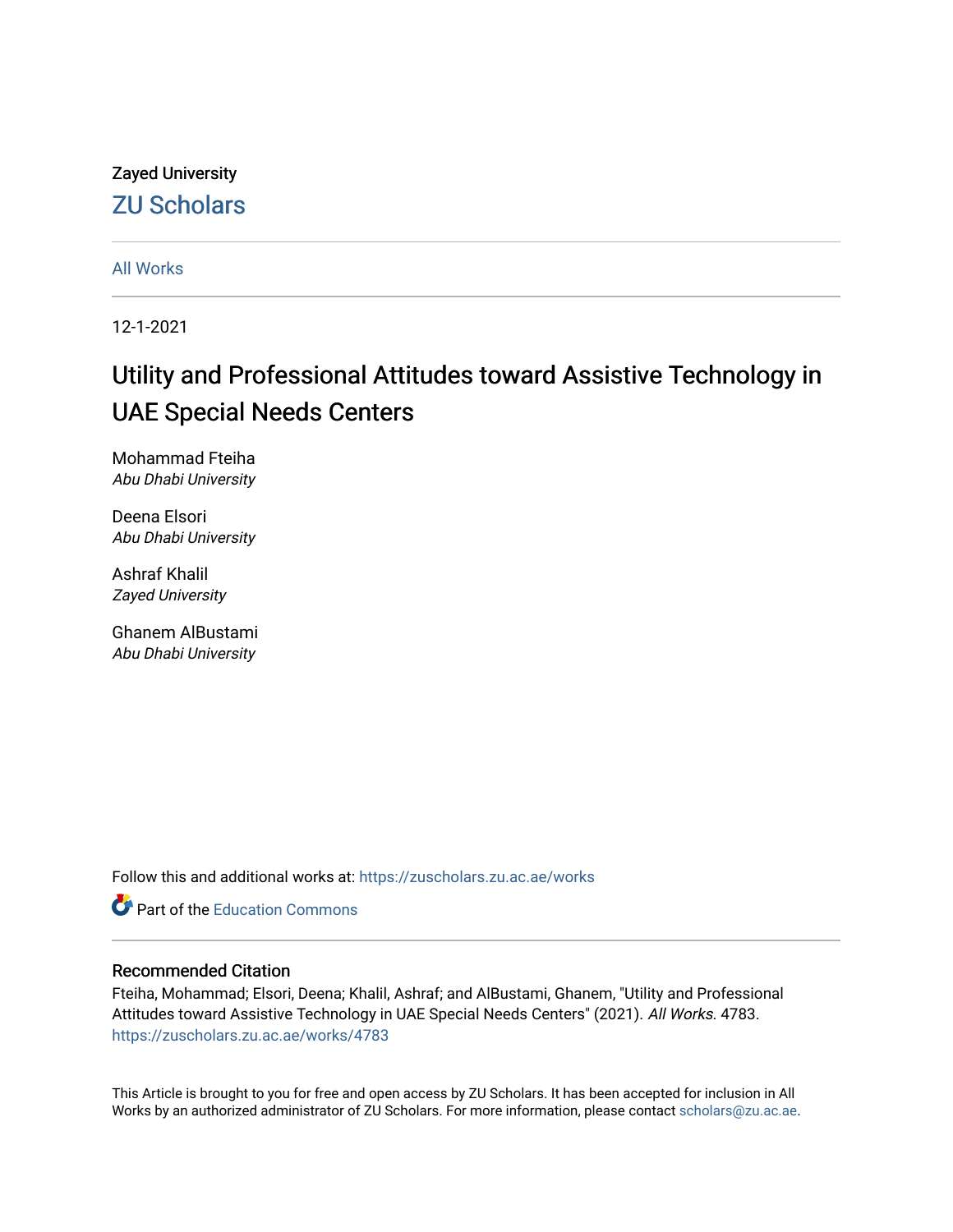Zayed University

# ZU Scholars

All Works

12-1-2021

## Utility and Professional Attitudes toward Assistive Technology in UAE Special Needs Centers

Mohammad Fteiha
*Abu Dhabi University*

Deena Elsori
*Abu Dhabi University*

Ashraf Khalil
*Zayed University*

Ghanem AlBustami
*Abu Dhabi University*

Follow this and additional works at: https://zuscholars.zu.ac.ae/works

Part of the Education Commons

### Recommended Citation

Fteiha, Mohammad; Elsori, Deena; Khalil, Ashraf; and AlBustami, Ghanem, "Utility and Professional Attitudes toward Assistive Technology in UAE Special Needs Centers" (2021). *All Works*. 4783.
https://zuscholars.zu.ac.ae/works/4783

This Article is brought to you for free and open access by ZU Scholars. It has been accepted for inclusion in All Works by an authorized administrator of ZU Scholars. For more information, please contact scholars@zu.ac.ae.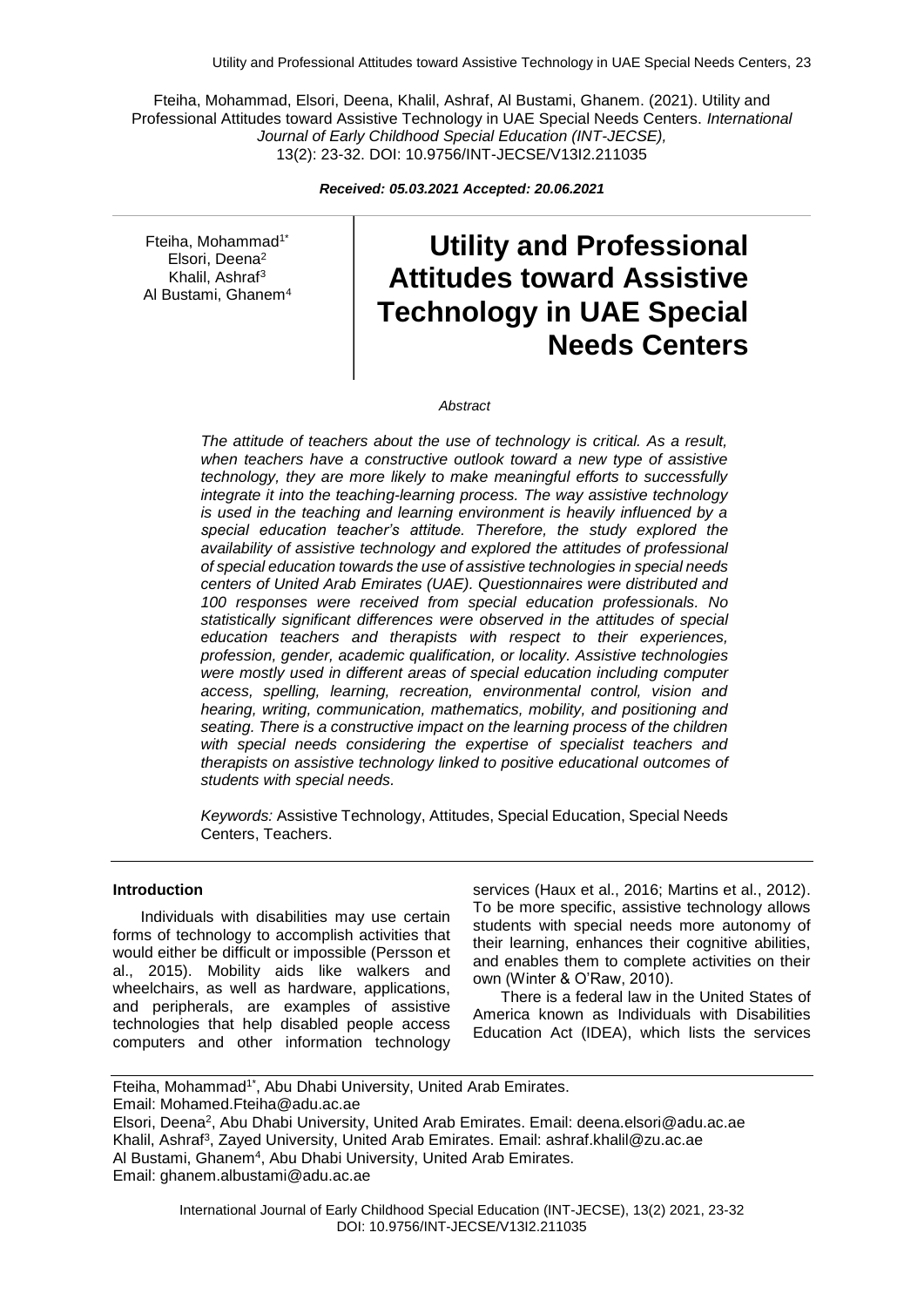Fteiha, Mohammad, Elsori, Deena, Khalil, Ashraf, Al Bustami, Ghanem. (2021). Utility and Professional Attitudes toward Assistive Technology in UAE Special Needs Centers. *International Journal of Early Childhood Special Education (INT-JECSE),* 13(2): 23-32. DOI: 10.9756/INT-JECSE/V13I2.211035

***Received: 05.03.2021 Accepted: 20.06.2021***

Fteiha, Mohammad[1*]
Elsori, Deena[2]
Khalil, Ashraf[3]
Al Bustami, Ghanem[4]

# Utility and Professional Attitudes toward Assistive Technology in UAE Special Needs Centers

*Abstract*

*The attitude of teachers about the use of technology is critical. As a result, when teachers have a constructive outlook toward a new type of assistive technology, they are more likely to make meaningful efforts to successfully integrate it into the teaching-learning process. The way assistive technology is used in the teaching and learning environment is heavily influenced by a special education teacher's attitude. Therefore, the study explored the availability of assistive technology and explored the attitudes of professional of special education towards the use of assistive technologies in special needs centers of United Arab Emirates (UAE). Questionnaires were distributed and 100 responses were received from special education professionals. No statistically significant differences were observed in the attitudes of special education teachers and therapists with respect to their experiences, profession, gender, academic qualification, or locality. Assistive technologies were mostly used in different areas of special education including computer access, spelling, learning, recreation, environmental control, vision and hearing, writing, communication, mathematics, mobility, and positioning and seating. There is a constructive impact on the learning process of the children with special needs considering the expertise of specialist teachers and therapists on assistive technology linked to positive educational outcomes of students with special needs.*

*Keywords:* Assistive Technology, Attitudes, Special Education, Special Needs Centers, Teachers.

### Introduction

Individuals with disabilities may use certain forms of technology to accomplish activities that would either be difficult or impossible (Persson et al., 2015). Mobility aids like walkers and wheelchairs, as well as hardware, applications, and peripherals, are examples of assistive technologies that help disabled people access computers and other information technology services (Haux et al., 2016; Martins et al., 2012). To be more specific, assistive technology allows students with special needs more autonomy of their learning, enhances their cognitive abilities, and enables them to complete activities on their own (Winter & O'Raw, 2010).

There is a federal law in the United States of America known as Individuals with Disabilities Education Act (IDEA), which lists the services

Fteiha, Mohammad[1*], Abu Dhabi University, United Arab Emirates. Email: Mohamed.Fteiha@adu.ac.ae
Elsori, Deena[2], Abu Dhabi University, United Arab Emirates. Email: deena.elsori@adu.ac.ae
Khalil, Ashraf[3], Zayed University, United Arab Emirates. Email: ashraf.khalil@zu.ac.ae
Al Bustami, Ghanem[4], Abu Dhabi University, United Arab Emirates. Email: ghanem.albustami@adu.ac.ae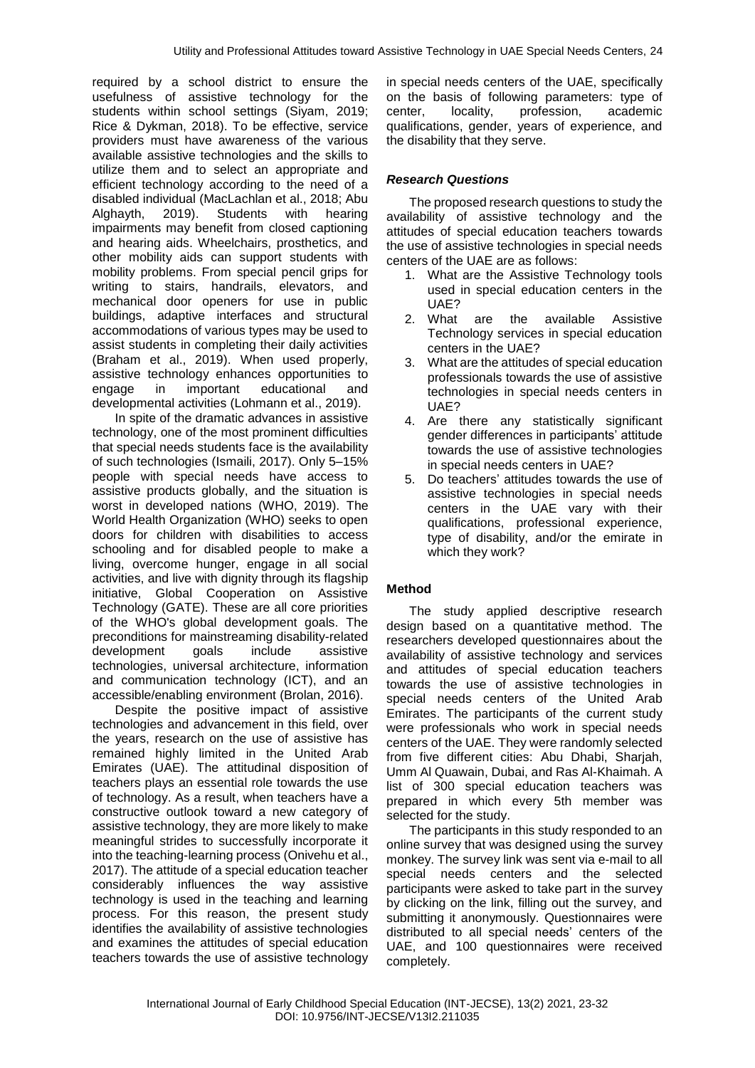required by a school district to ensure the usefulness of assistive technology for the students within school settings (Siyam, 2019; Rice & Dykman, 2018). To be effective, service providers must have awareness of the various available assistive technologies and the skills to utilize them and to select an appropriate and efficient technology according to the need of a disabled individual (MacLachlan et al., 2018; Abu Alghayth, 2019). Students with hearing impairments may benefit from closed captioning and hearing aids. Wheelchairs, prosthetics, and other mobility aids can support students with mobility problems. From special pencil grips for writing to stairs, handrails, elevators, and mechanical door openers for use in public buildings, adaptive interfaces and structural accommodations of various types may be used to assist students in completing their daily activities (Braham et al., 2019). When used properly, assistive technology enhances opportunities to engage in important educational and developmental activities (Lohmann et al., 2019).

In spite of the dramatic advances in assistive technology, one of the most prominent difficulties that special needs students face is the availability of such technologies (Ismaili, 2017). Only 5–15% people with special needs have access to assistive products globally, and the situation is worst in developed nations (WHO, 2019). The World Health Organization (WHO) seeks to open doors for children with disabilities to access schooling and for disabled people to make a living, overcome hunger, engage in all social activities, and live with dignity through its flagship initiative, Global Cooperation on Assistive Technology (GATE). These are all core priorities of the WHO's global development goals. The preconditions for mainstreaming disability-related development goals include assistive technologies, universal architecture, information and communication technology (ICT), and an accessible/enabling environment (Brolan, 2016).

Despite the positive impact of assistive technologies and advancement in this field, over the years, research on the use of assistive has remained highly limited in the United Arab Emirates (UAE). The attitudinal disposition of teachers plays an essential role towards the use of technology. As a result, when teachers have a constructive outlook toward a new category of assistive technology, they are more likely to make meaningful strides to successfully incorporate it into the teaching-learning process (Onivehu et al., 2017). The attitude of a special education teacher considerably influences the way assistive technology is used in the teaching and learning process. For this reason, the present study identifies the availability of assistive technologies and examines the attitudes of special education teachers towards the use of assistive technology in special needs centers of the UAE, specifically on the basis of following parameters: type of center, locality, profession, academic qualifications, gender, years of experience, and the disability that they serve.

### *Research Questions*

The proposed research questions to study the availability of assistive technology and the attitudes of special education teachers towards the use of assistive technologies in special needs centers of the UAE are as follows:

1. What are the Assistive Technology tools used in special education centers in the UAE?
2. What are the available Assistive Technology services in special education centers in the UAE?
3. What are the attitudes of special education professionals towards the use of assistive technologies in special needs centers in UAE?
4. Are there any statistically significant gender differences in participants' attitude towards the use of assistive technologies in special needs centers in UAE?
5. Do teachers' attitudes towards the use of assistive technologies in special needs centers in the UAE vary with their qualifications, professional experience, type of disability, and/or the emirate in which they work?

## **Method**

The study applied descriptive research design based on a quantitative method. The researchers developed questionnaires about the availability of assistive technology and services and attitudes of special education teachers towards the use of assistive technologies in special needs centers of the United Arab Emirates. The participants of the current study were professionals who work in special needs centers of the UAE. They were randomly selected from five different cities: Abu Dhabi, Sharjah, Umm Al Quawain, Dubai, and Ras Al-Khaimah. A list of 300 special education teachers was prepared in which every 5th member was selected for the study.

The participants in this study responded to an online survey that was designed using the survey monkey. The survey link was sent via e-mail to all special needs centers and the selected participants were asked to take part in the survey by clicking on the link, filling out the survey, and submitting it anonymously. Questionnaires were distributed to all special needs' centers of the UAE, and 100 questionnaires were received completely.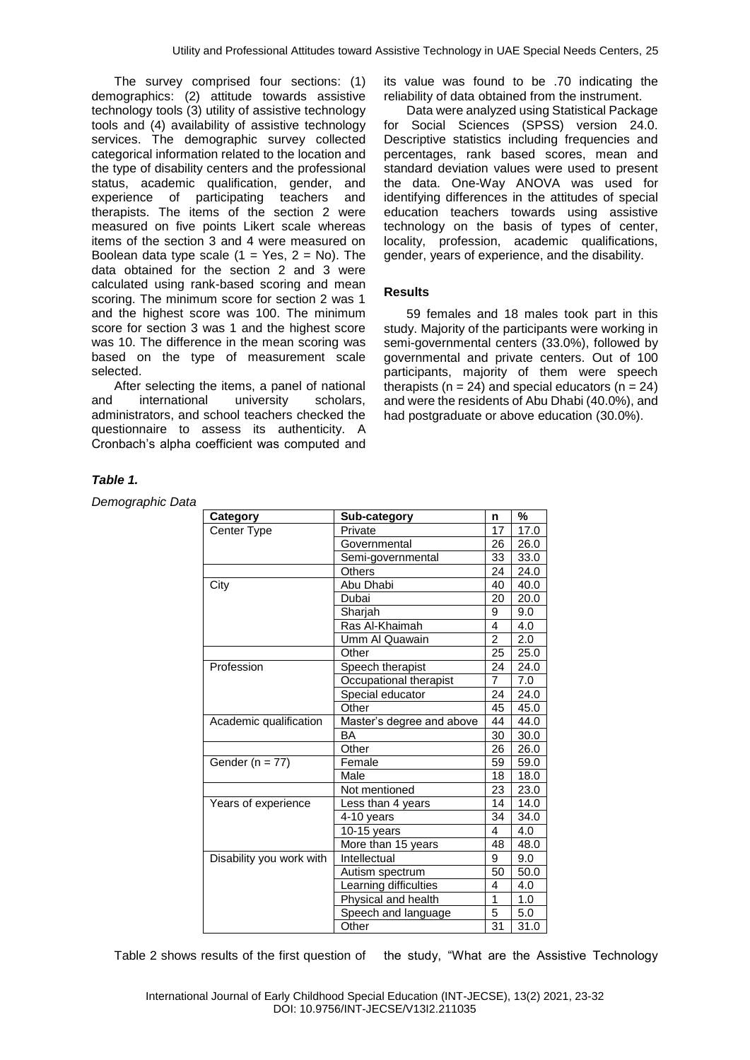The survey comprised four sections: (1) demographics: (2) attitude towards assistive technology tools (3) utility of assistive technology tools and (4) availability of assistive technology services. The demographic survey collected categorical information related to the location and the type of disability centers and the professional status, academic qualification, gender, and experience of participating teachers and therapists. The items of the section 2 were measured on five points Likert scale whereas items of the section 3 and 4 were measured on Boolean data type scale (1 = Yes, 2 = No). The data obtained for the section 2 and 3 were calculated using rank-based scoring and mean scoring. The minimum score for section 2 was 1 and the highest score was 100. The minimum score for section 3 was 1 and the highest score was 10. The difference in the mean scoring was based on the type of measurement scale selected.

After selecting the items, a panel of national and international university scholars, administrators, and school teachers checked the questionnaire to assess its authenticity. A Cronbach's alpha coefficient was computed and its value was found to be .70 indicating the reliability of data obtained from the instrument.

Data were analyzed using Statistical Package for Social Sciences (SPSS) version 24.0. Descriptive statistics including frequencies and percentages, rank based scores, mean and standard deviation values were used to present the data. One-Way ANOVA was used for identifying differences in the attitudes of special education teachers towards using assistive technology on the basis of types of center, locality, profession, academic qualifications, gender, years of experience, and the disability.

## Results

59 females and 18 males took part in this study. Majority of the participants were working in semi-governmental centers (33.0%), followed by governmental and private centers. Out of 100 participants, majority of them were speech therapists ($n = 24$) and special educators ($n = 24$) and were the residents of Abu Dhabi (40.0%), and had postgraduate or above education (30.0%).

***Table 1.***

*Demographic Data*

| Category | Sub-category | n | % |
|---|---|---|---|
| Center Type | Private | 17 | 17.0 |
| | Governmental | 26 | 26.0 |
| | Semi-governmental | 33 | 33.0 |
| | Others | 24 | 24.0 |
| City | Abu Dhabi | 40 | 40.0 |
| | Dubai | 20 | 20.0 |
| | Sharjah | 9 | 9.0 |
| | Ras Al-Khaimah | 4 | 4.0 |
| | Umm Al Quawain | 2 | 2.0 |
| | Other | 25 | 25.0 |
| Profession | Speech therapist | 24 | 24.0 |
| | Occupational therapist | 7 | 7.0 |
| | Special educator | 24 | 24.0 |
| | Other | 45 | 45.0 |
| Academic qualification | Master's degree and above | 44 | 44.0 |
| | BA | 30 | 30.0 |
| | Other | 26 | 26.0 |
| Gender (n = 77) | Female | 59 | 59.0 |
| | Male | 18 | 18.0 |
| | Not mentioned | 23 | 23.0 |
| Years of experience | Less than 4 years | 14 | 14.0 |
| | 4-10 years | 34 | 34.0 |
| | 10-15 years | 4 | 4.0 |
| | More than 15 years | 48 | 48.0 |
| Disability you work with | Intellectual | 9 | 9.0 |
| | Autism spectrum | 50 | 50.0 |
| | Learning difficulties | 4 | 4.0 |
| | Physical and health | 1 | 1.0 |
| | Speech and language | 5 | 5.0 |
| | Other | 31 | 31.0 |

Table 2 shows results of the first question of the study, "What are the Assistive Technology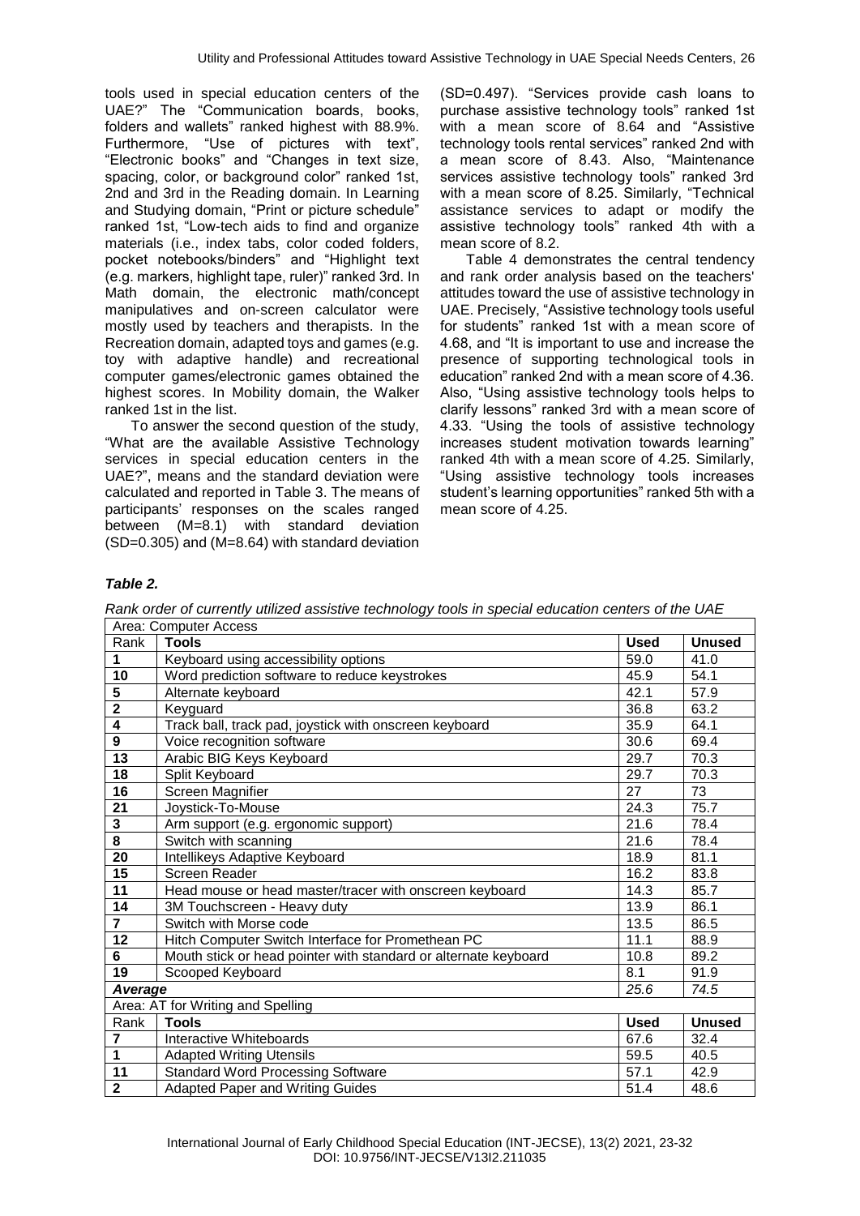tools used in special education centers of the UAE?" The "Communication boards, books, folders and wallets" ranked highest with 88.9%. Furthermore, "Use of pictures with text", "Electronic books" and "Changes in text size, spacing, color, or background color" ranked 1st, 2nd and 3rd in the Reading domain. In Learning and Studying domain, "Print or picture schedule" ranked 1st, "Low-tech aids to find and organize materials (i.e., index tabs, color coded folders, pocket notebooks/binders" and "Highlight text (e.g. markers, highlight tape, ruler)" ranked 3rd. In Math domain, the electronic math/concept manipulatives and on-screen calculator were mostly used by teachers and therapists. In the Recreation domain, adapted toys and games (e.g. toy with adaptive handle) and recreational computer games/electronic games obtained the highest scores. In Mobility domain, the Walker ranked 1st in the list.

To answer the second question of the study, "What are the available Assistive Technology services in special education centers in the UAE?", means and the standard deviation were calculated and reported in Table 3. The means of participants' responses on the scales ranged between (M=8.1) with standard deviation (SD=0.305) and (M=8.64) with standard deviation (SD=0.497). "Services provide cash loans to purchase assistive technology tools" ranked 1st with a mean score of 8.64 and "Assistive technology tools rental services" ranked 2nd with a mean score of 8.43. Also, "Maintenance services assistive technology tools" ranked 3rd with a mean score of 8.25. Similarly, "Technical assistance services to adapt or modify the assistive technology tools" ranked 4th with a mean score of 8.2.

Table 4 demonstrates the central tendency and rank order analysis based on the teachers' attitudes toward the use of assistive technology in UAE. Precisely, "Assistive technology tools useful for students" ranked 1st with a mean score of 4.68, and "It is important to use and increase the presence of supporting technological tools in education" ranked 2nd with a mean score of 4.36. Also, "Using assistive technology tools helps to clarify lessons" ranked 3rd with a mean score of 4.33. "Using the tools of assistive technology increases student motivation towards learning" ranked 4th with a mean score of 4.25. Similarly, "Using assistive technology tools increases student's learning opportunities" ranked 5th with a mean score of 4.25.

***Table 2.***

*Rank order of currently utilized assistive technology tools in special education centers of the UAE*

| Area: Computer Access | | | |
|---|---|---|---|
| **Rank** | **Tools** | **Used** | **Unused** |
| **1** | Keyboard using accessibility options | 59.0 | 41.0 |
| **10** | Word prediction software to reduce keystrokes | 45.9 | 54.1 |
| **5** | Alternate keyboard | 42.1 | 57.9 |
| **2** | Keyguard | 36.8 | 63.2 |
| **4** | Track ball, track pad, joystick with onscreen keyboard | 35.9 | 64.1 |
| **9** | Voice recognition software | 30.6 | 69.4 |
| **13** | Arabic BIG Keys Keyboard | 29.7 | 70.3 |
| **18** | Split Keyboard | 29.7 | 70.3 |
| **16** | Screen Magnifier | 27 | 73 |
| **21** | Joystick-To-Mouse | 24.3 | 75.7 |
| **3** | Arm support (e.g. ergonomic support) | 21.6 | 78.4 |
| **8** | Switch with scanning | 21.6 | 78.4 |
| **20** | Intellikeys Adaptive Keyboard | 18.9 | 81.1 |
| **15** | Screen Reader | 16.2 | 83.8 |
| **11** | Head mouse or head master/tracer with onscreen keyboard | 14.3 | 85.7 |
| **14** | 3M Touchscreen - Heavy duty | 13.9 | 86.1 |
| **7** | Switch with Morse code | 13.5 | 86.5 |
| **12** | Hitch Computer Switch Interface for Promethean PC | 11.1 | 88.9 |
| **6** | Mouth stick or head pointer with standard or alternate keyboard | 10.8 | 89.2 |
| **19** | Scooped Keyboard | 8.1 | 91.9 |
| ***Average*** | | *25.6* | *74.5* |
| Area: AT for Writing and Spelling | | | |
| **Rank** | **Tools** | **Used** | **Unused** |
| **7** | Interactive Whiteboards | 67.6 | 32.4 |
| **1** | Adapted Writing Utensils | 59.5 | 40.5 |
| **11** | Standard Word Processing Software | 57.1 | 42.9 |
| **2** | Adapted Paper and Writing Guides | 51.4 | 48.6 |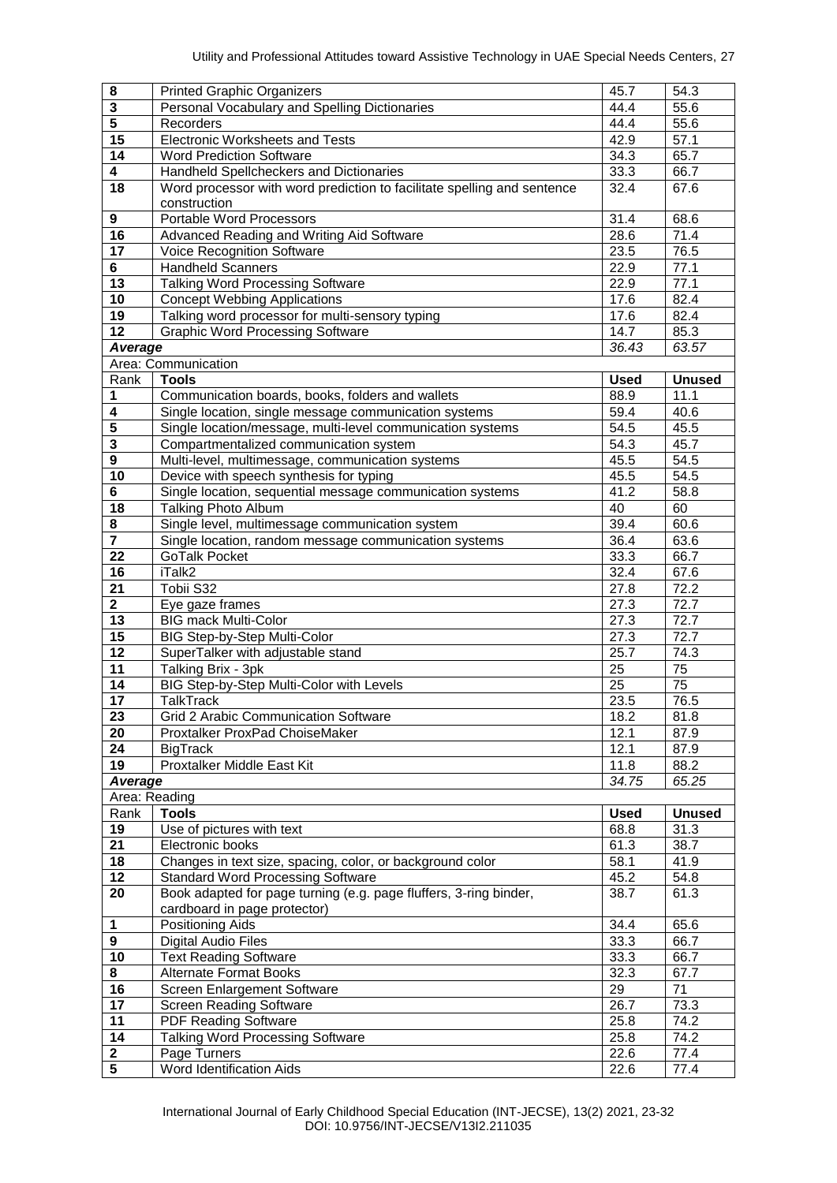| Rank | Tools | Used | Unused |
|---|---|---|---|
| 8 | Printed Graphic Organizers | 45.7 | 54.3 |
| 3 | Personal Vocabulary and Spelling Dictionaries | 44.4 | 55.6 |
| 5 | Recorders | 44.4 | 55.6 |
| 15 | Electronic Worksheets and Tests | 42.9 | 57.1 |
| 14 | Word Prediction Software | 34.3 | 65.7 |
| 4 | Handheld Spellcheckers and Dictionaries | 33.3 | 66.7 |
| 18 | Word processor with word prediction to facilitate spelling and sentence construction | 32.4 | 67.6 |
| 9 | Portable Word Processors | 31.4 | 68.6 |
| 16 | Advanced Reading and Writing Aid Software | 28.6 | 71.4 |
| 17 | Voice Recognition Software | 23.5 | 76.5 |
| 6 | Handheld Scanners | 22.9 | 77.1 |
| 13 | Talking Word Processing Software | 22.9 | 77.1 |
| 10 | Concept Webbing Applications | 17.6 | 82.4 |
| 19 | Talking word processor for multi-sensory typing | 17.6 | 82.4 |
| 12 | Graphic Word Processing Software | 14.7 | 85.3 |
| ***Average*** | | *36.43* | *63.57* |
| Area: Communication | | | |
| Rank | **Tools** | **Used** | **Unused** |
| 1 | Communication boards, books, folders and wallets | 88.9 | 11.1 |
| 4 | Single location, single message communication systems | 59.4 | 40.6 |
| 5 | Single location/message, multi-level communication systems | 54.5 | 45.5 |
| 3 | Compartmentalized communication system | 54.3 | 45.7 |
| 9 | Multi-level, multimessage, communication systems | 45.5 | 54.5 |
| 10 | Device with speech synthesis for typing | 45.5 | 54.5 |
| 6 | Single location, sequential message communication systems | 41.2 | 58.8 |
| 18 | Talking Photo Album | 40 | 60 |
| 8 | Single level, multimessage communication system | 39.4 | 60.6 |
| 7 | Single location, random message communication systems | 36.4 | 63.6 |
| 22 | GoTalk Pocket | 33.3 | 66.7 |
| 16 | iTalk2 | 32.4 | 67.6 |
| 21 | Tobii S32 | 27.8 | 72.2 |
| 2 | Eye gaze frames | 27.3 | 72.7 |
| 13 | BIG mack Multi-Color | 27.3 | 72.7 |
| 15 | BIG Step-by-Step Multi-Color | 27.3 | 72.7 |
| 12 | SuperTalker with adjustable stand | 25.7 | 74.3 |
| 11 | Talking Brix - 3pk | 25 | 75 |
| 14 | BIG Step-by-Step Multi-Color with Levels | 25 | 75 |
| 17 | TalkTrack | 23.5 | 76.5 |
| 23 | Grid 2 Arabic Communication Software | 18.2 | 81.8 |
| 20 | Proxtalker ProxPad ChoiseMaker | 12.1 | 87.9 |
| 24 | BigTrack | 12.1 | 87.9 |
| 19 | Proxtalker Middle East Kit | 11.8 | 88.2 |
| ***Average*** | | *34.75* | *65.25* |
| Area: Reading | | | |
| Rank | **Tools** | **Used** | **Unused** |
| 19 | Use of pictures with text | 68.8 | 31.3 |
| 21 | Electronic books | 61.3 | 38.7 |
| 18 | Changes in text size, spacing, color, or background color | 58.1 | 41.9 |
| 12 | Standard Word Processing Software | 45.2 | 54.8 |
| 20 | Book adapted for page turning (e.g. page fluffers, 3-ring binder, cardboard in page protector) | 38.7 | 61.3 |
| 1 | Positioning Aids | 34.4 | 65.6 |
| 9 | Digital Audio Files | 33.3 | 66.7 |
| 10 | Text Reading Software | 33.3 | 66.7 |
| 8 | Alternate Format Books | 32.3 | 67.7 |
| 16 | Screen Enlargement Software | 29 | 71 |
| 17 | Screen Reading Software | 26.7 | 73.3 |
| 11 | PDF Reading Software | 25.8 | 74.2 |
| 14 | Talking Word Processing Software | 25.8 | 74.2 |
| 2 | Page Turners | 22.6 | 77.4 |
| 5 | Word Identification Aids | 22.6 | 77.4 |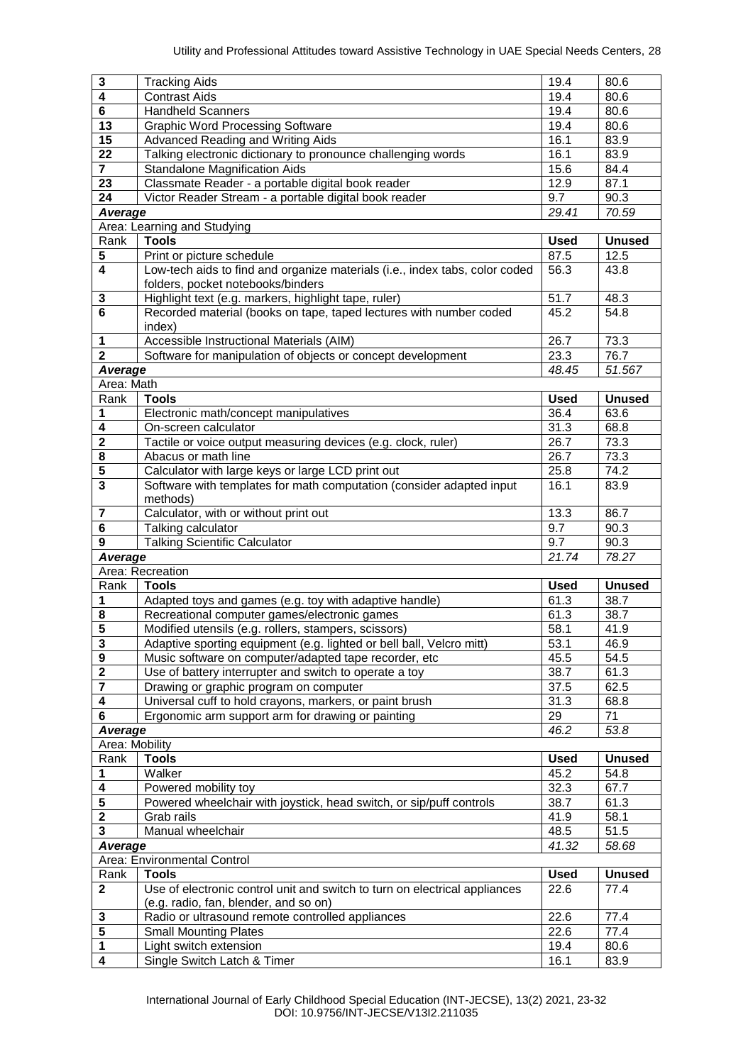| Rank | Tools | Used | Unused |
|---|---|---|---|
| **3** | Tracking Aids | 19.4 | 80.6 |
| **4** | Contrast Aids | 19.4 | 80.6 |
| **6** | Handheld Scanners | 19.4 | 80.6 |
| **13** | Graphic Word Processing Software | 19.4 | 80.6 |
| **15** | Advanced Reading and Writing Aids | 16.1 | 83.9 |
| **22** | Talking electronic dictionary to pronounce challenging words | 16.1 | 83.9 |
| **7** | Standalone Magnification Aids | 15.6 | 84.4 |
| **23** | Classmate Reader - a portable digital book reader | 12.9 | 87.1 |
| **24** | Victor Reader Stream - a portable digital book reader | 9.7 | 90.3 |
| ***Average*** | | *29.41* | *70.59* |
| Area: Learning and Studying | | | |
| Rank | **Tools** | **Used** | **Unused** |
| **5** | Print or picture schedule | 87.5 | 12.5 |
| **4** | Low-tech aids to find and organize materials (i.e., index tabs, color coded folders, pocket notebooks/binders | 56.3 | 43.8 |
| **3** | Highlight text (e.g. markers, highlight tape, ruler) | 51.7 | 48.3 |
| **6** | Recorded material (books on tape, taped lectures with number coded index) | 45.2 | 54.8 |
| **1** | Accessible Instructional Materials (AIM) | 26.7 | 73.3 |
| **2** | Software for manipulation of objects or concept development | 23.3 | 76.7 |
| ***Average*** | | *48.45* | *51.567* |
| Area: Math | | | |
| Rank | **Tools** | **Used** | **Unused** |
| **1** | Electronic math/concept manipulatives | 36.4 | 63.6 |
| **4** | On-screen calculator | 31.3 | 68.8 |
| **2** | Tactile or voice output measuring devices (e.g. clock, ruler) | 26.7 | 73.3 |
| **8** | Abacus or math line | 26.7 | 73.3 |
| **5** | Calculator with large keys or large LCD print out | 25.8 | 74.2 |
| **3** | Software with templates for math computation (consider adapted input methods) | 16.1 | 83.9 |
| **7** | Calculator, with or without print out | 13.3 | 86.7 |
| **6** | Talking calculator | 9.7 | 90.3 |
| **9** | Talking Scientific Calculator | 9.7 | 90.3 |
| ***Average*** | | *21.74* | *78.27* |
| Area: Recreation | | | |
| Rank | **Tools** | **Used** | **Unused** |
| **1** | Adapted toys and games (e.g. toy with adaptive handle) | 61.3 | 38.7 |
| **8** | Recreational computer games/electronic games | 61.3 | 38.7 |
| **5** | Modified utensils (e.g. rollers, stampers, scissors) | 58.1 | 41.9 |
| **3** | Adaptive sporting equipment (e.g. lighted or bell ball, Velcro mitt) | 53.1 | 46.9 |
| **9** | Music software on computer/adapted tape recorder, etc | 45.5 | 54.5 |
| **2** | Use of battery interrupter and switch to operate a toy | 38.7 | 61.3 |
| **7** | Drawing or graphic program on computer | 37.5 | 62.5 |
| **4** | Universal cuff to hold crayons, markers, or paint brush | 31.3 | 68.8 |
| **6** | Ergonomic arm support arm for drawing or painting | 29 | 71 |
| ***Average*** | | *46.2* | *53.8* |
| Area: Mobility | | | |
| Rank | **Tools** | **Used** | **Unused** |
| **1** | Walker | 45.2 | 54.8 |
| **4** | Powered mobility toy | 32.3 | 67.7 |
| **5** | Powered wheelchair with joystick, head switch, or sip/puff controls | 38.7 | 61.3 |
| **2** | Grab rails | 41.9 | 58.1 |
| **3** | Manual wheelchair | 48.5 | 51.5 |
| ***Average*** | | *41.32* | *58.68* |
| Area: Environmental Control | | | |
| Rank | **Tools** | **Used** | **Unused** |
| **2** | Use of electronic control unit and switch to turn on electrical appliances (e.g. radio, fan, blender, and so on) | 22.6 | 77.4 |
| **3** | Radio or ultrasound remote controlled appliances | 22.6 | 77.4 |
| **5** | Small Mounting Plates | 22.6 | 77.4 |
| **1** | Light switch extension | 19.4 | 80.6 |
| **4** | Single Switch Latch & Timer | 16.1 | 83.9 |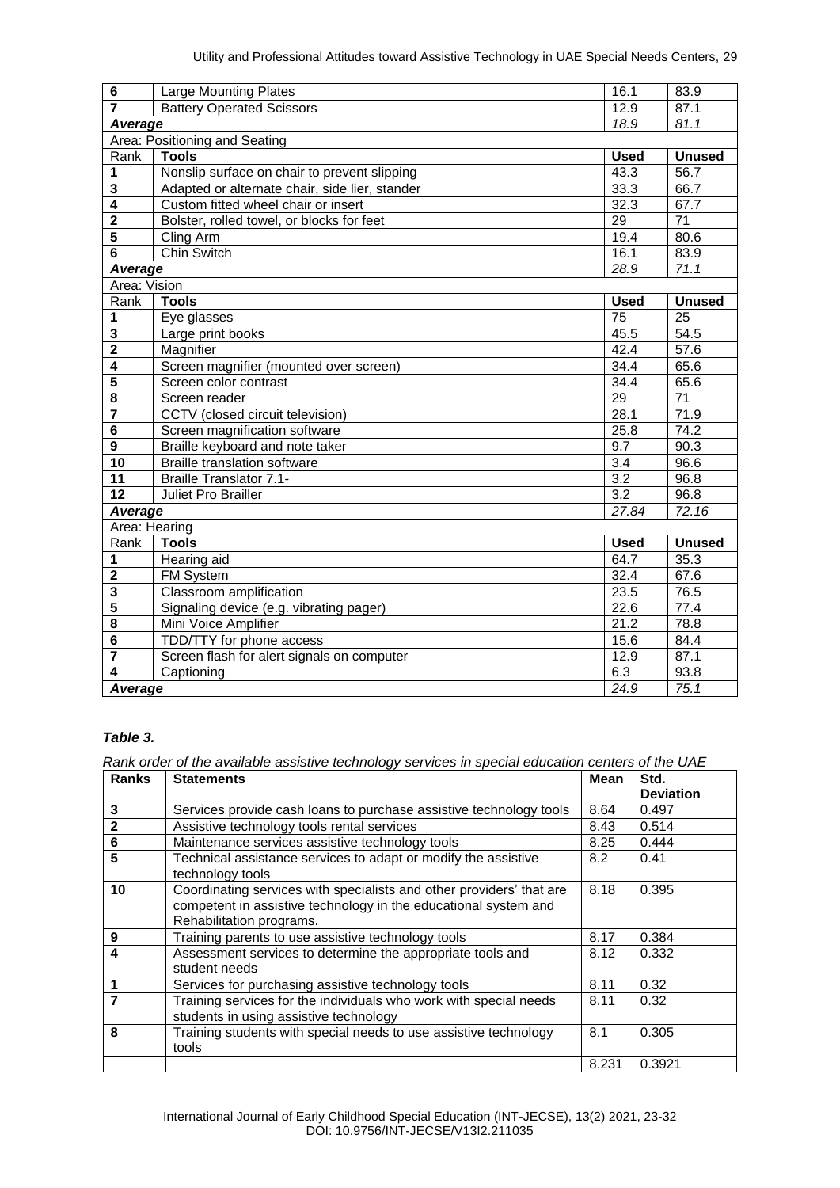| Rank | Tools | Used | Unused |
|---|---|---|---|
| 6 | Large Mounting Plates | 16.1 | 83.9 |
| 7 | Battery Operated Scissors | 12.9 | 87.1 |
| *Average* | | *18.9* | *81.1* |
| Area: Positioning and Seating | | | |
| Rank | **Tools** | **Used** | **Unused** |
| 1 | Nonslip surface on chair to prevent slipping | 43.3 | 56.7 |
| 3 | Adapted or alternate chair, side lier, stander | 33.3 | 66.7 |
| 4 | Custom fitted wheel chair or insert | 32.3 | 67.7 |
| 2 | Bolster, rolled towel, or blocks for feet | 29 | 71 |
| 5 | Cling Arm | 19.4 | 80.6 |
| 6 | Chin Switch | 16.1 | 83.9 |
| *Average* | | *28.9* | *71.1* |
| Area: Vision | | | |
| Rank | **Tools** | **Used** | **Unused** |
| 1 | Eye glasses | 75 | 25 |
| 3 | Large print books | 45.5 | 54.5 |
| 2 | Magnifier | 42.4 | 57.6 |
| 4 | Screen magnifier (mounted over screen) | 34.4 | 65.6 |
| 5 | Screen color contrast | 34.4 | 65.6 |
| 8 | Screen reader | 29 | 71 |
| 7 | CCTV (closed circuit television) | 28.1 | 71.9 |
| 6 | Screen magnification software | 25.8 | 74.2 |
| 9 | Braille keyboard and note taker | 9.7 | 90.3 |
| 10 | Braille translation software | 3.4 | 96.6 |
| 11 | Braille Translator 7.1- | 3.2 | 96.8 |
| 12 | Juliet Pro Brailler | 3.2 | 96.8 |
| *Average* | | *27.84* | *72.16* |
| Area: Hearing | | | |
| Rank | **Tools** | **Used** | **Unused** |
| 1 | Hearing aid | 64.7 | 35.3 |
| 2 | FM System | 32.4 | 67.6 |
| 3 | Classroom amplification | 23.5 | 76.5 |
| 5 | Signaling device (e.g. vibrating pager) | 22.6 | 77.4 |
| 8 | Mini Voice Amplifier | 21.2 | 78.8 |
| 6 | TDD/TTY for phone access | 15.6 | 84.4 |
| 7 | Screen flash for alert signals on computer | 12.9 | 87.1 |
| 4 | Captioning | 6.3 | 93.8 |
| *Average* | | *24.9* | *75.1* |

***Table 3.***

*Rank order of the available assistive technology services in special education centers of the UAE*

| Ranks | Statements | Mean | Std. Deviation |
|---|---|---|---|
| 3 | Services provide cash loans to purchase assistive technology tools | 8.64 | 0.497 |
| 2 | Assistive technology tools rental services | 8.43 | 0.514 |
| 6 | Maintenance services assistive technology tools | 8.25 | 0.444 |
| 5 | Technical assistance services to adapt or modify the assistive technology tools | 8.2 | 0.41 |
| 10 | Coordinating services with specialists and other providers' that are competent in assistive technology in the educational system and Rehabilitation programs. | 8.18 | 0.395 |
| 9 | Training parents to use assistive technology tools | 8.17 | 0.384 |
| 4 | Assessment services to determine the appropriate tools and student needs | 8.12 | 0.332 |
| 1 | Services for purchasing assistive technology tools | 8.11 | 0.32 |
| 7 | Training services for the individuals who work with special needs students in using assistive technology | 8.11 | 0.32 |
| 8 | Training students with special needs to use assistive technology tools | 8.1 | 0.305 |
| | | 8.231 | 0.3921 |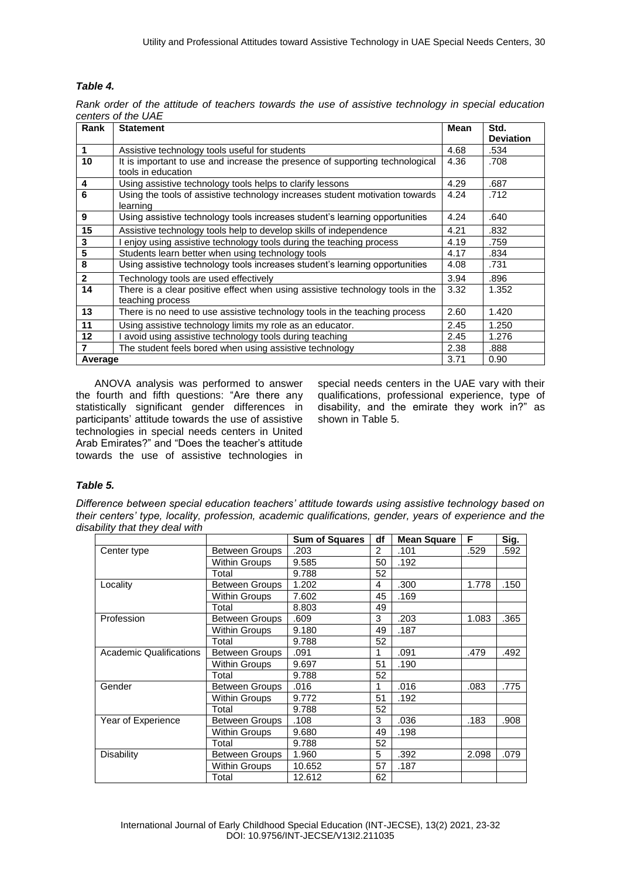*Table 4.*

*Rank order of the attitude of teachers towards the use of assistive technology in special education centers of the UAE*

| Rank | Statement | Mean | Std. Deviation |
|---|---|---|---|
| 1 | Assistive technology tools useful for students | 4.68 | .534 |
| 10 | It is important to use and increase the presence of supporting technological tools in education | 4.36 | .708 |
| 4 | Using assistive technology tools helps to clarify lessons | 4.29 | .687 |
| 6 | Using the tools of assistive technology increases student motivation towards learning | 4.24 | .712 |
| 9 | Using assistive technology tools increases student's learning opportunities | 4.24 | .640 |
| 15 | Assistive technology tools help to develop skills of independence | 4.21 | .832 |
| 3 | I enjoy using assistive technology tools during the teaching process | 4.19 | .759 |
| 5 | Students learn better when using technology tools | 4.17 | .834 |
| 8 | Using assistive technology tools increases student's learning opportunities | 4.08 | .731 |
| 2 | Technology tools are used effectively | 3.94 | .896 |
| 14 | There is a clear positive effect when using assistive technology tools in the teaching process | 3.32 | 1.352 |
| 13 | There is no need to use assistive technology tools in the teaching process | 2.60 | 1.420 |
| 11 | Using assistive technology limits my role as an educator. | 2.45 | 1.250 |
| 12 | I avoid using assistive technology tools during teaching | 2.45 | 1.276 |
| 7 | The student feels bored when using assistive technology | 2.38 | .888 |
| Average | | 3.71 | 0.90 |

ANOVA analysis was performed to answer the fourth and fifth questions: "Are there any statistically significant gender differences in participants' attitude towards the use of assistive technologies in special needs centers in United Arab Emirates?" and "Does the teacher's attitude towards the use of assistive technologies in special needs centers in the UAE vary with their qualifications, professional experience, type of disability, and the emirate they work in?" as shown in Table 5.

*Table 5.*

*Difference between special education teachers' attitude towards using assistive technology based on their centers' type, locality, profession, academic qualifications, gender, years of experience and the disability that they deal with*

| | | Sum of Squares | df | Mean Square | F | Sig. |
|---|---|---|---|---|---|---|
| Center type | Between Groups | .203 | 2 | .101 | .529 | .592 |
| | Within Groups | 9.585 | 50 | .192 | | |
| | Total | 9.788 | 52 | | | |
| Locality | Between Groups | 1.202 | 4 | .300 | 1.778 | .150 |
| | Within Groups | 7.602 | 45 | .169 | | |
| | Total | 8.803 | 49 | | | |
| Profession | Between Groups | .609 | 3 | .203 | 1.083 | .365 |
| | Within Groups | 9.180 | 49 | .187 | | |
| | Total | 9.788 | 52 | | | |
| Academic Qualifications | Between Groups | .091 | 1 | .091 | .479 | .492 |
| | Within Groups | 9.697 | 51 | .190 | | |
| | Total | 9.788 | 52 | | | |
| Gender | Between Groups | .016 | 1 | .016 | .083 | .775 |
| | Within Groups | 9.772 | 51 | .192 | | |
| | Total | 9.788 | 52 | | | |
| Year of Experience | Between Groups | .108 | 3 | .036 | .183 | .908 |
| | Within Groups | 9.680 | 49 | .198 | | |
| | Total | 9.788 | 52 | | | |
| Disability | Between Groups | 1.960 | 5 | .392 | 2.098 | .079 |
| | Within Groups | 10.652 | 57 | .187 | | |
| | Total | 12.612 | 62 | | | |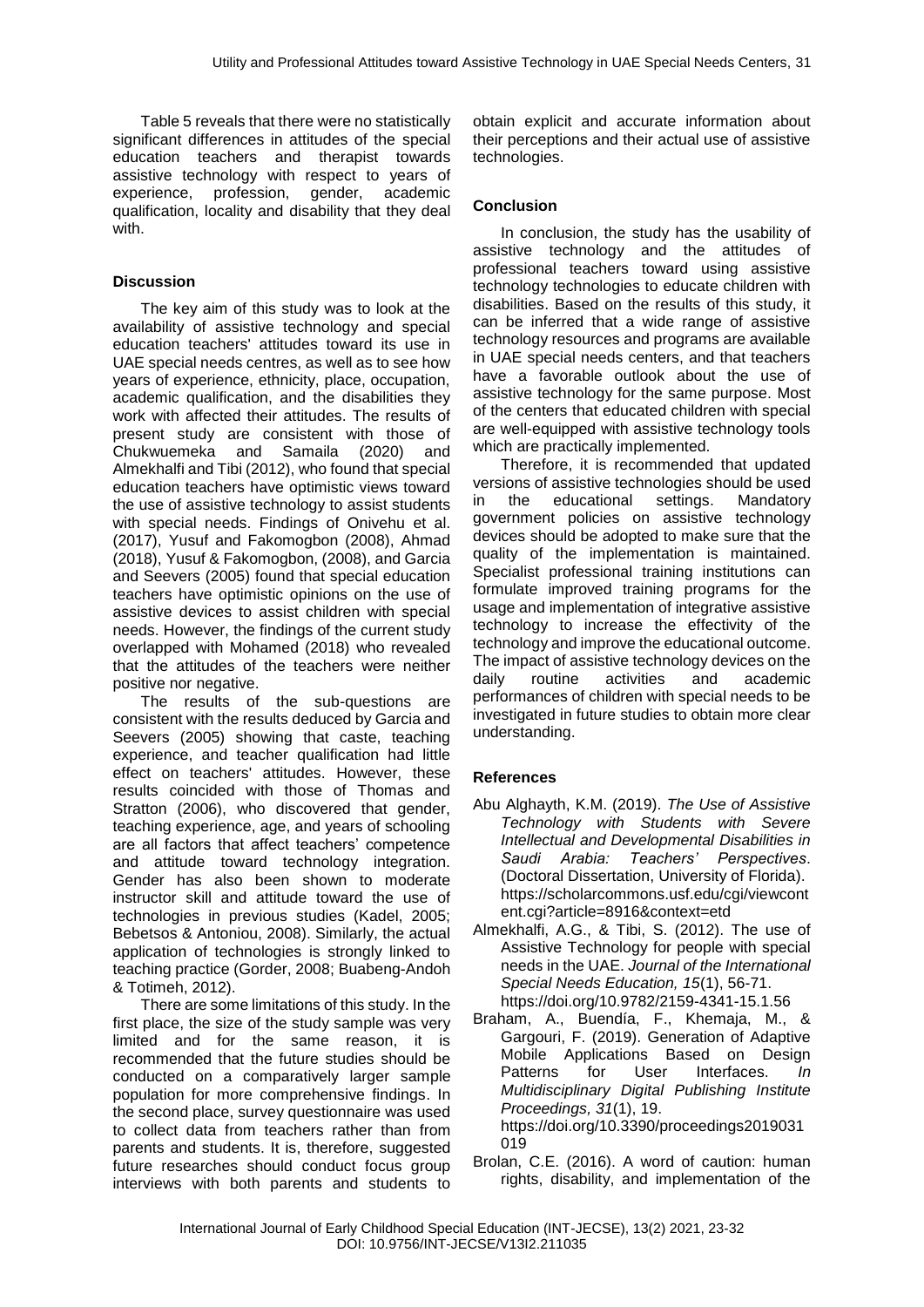Table 5 reveals that there were no statistically significant differences in attitudes of the special education teachers and therapist towards assistive technology with respect to years of experience, profession, gender, academic qualification, locality and disability that they deal with.

## Discussion

The key aim of this study was to look at the availability of assistive technology and special education teachers' attitudes toward its use in UAE special needs centres, as well as to see how years of experience, ethnicity, place, occupation, academic qualification, and the disabilities they work with affected their attitudes. The results of present study are consistent with those of Chukwuemeka and Samaila (2020) and Almekhalfi and Tibi (2012), who found that special education teachers have optimistic views toward the use of assistive technology to assist students with special needs. Findings of Onivehu et al. (2017), Yusuf and Fakomogbon (2008), Ahmad (2018), Yusuf & Fakomogbon, (2008), and Garcia and Seevers (2005) found that special education teachers have optimistic opinions on the use of assistive devices to assist children with special needs. However, the findings of the current study overlapped with Mohamed (2018) who revealed that the attitudes of the teachers were neither positive nor negative.

The results of the sub-questions are consistent with the results deduced by Garcia and Seevers (2005) showing that caste, teaching experience, and teacher qualification had little effect on teachers' attitudes. However, these results coincided with those of Thomas and Stratton (2006), who discovered that gender, teaching experience, age, and years of schooling are all factors that affect teachers' competence and attitude toward technology integration. Gender has also been shown to moderate instructor skill and attitude toward the use of technologies in previous studies (Kadel, 2005; Bebetsos & Antoniou, 2008). Similarly, the actual application of technologies is strongly linked to teaching practice (Gorder, 2008; Buabeng-Andoh & Totimeh, 2012).

There are some limitations of this study. In the first place, the size of the study sample was very limited and for the same reason, it is recommended that the future studies should be conducted on a comparatively larger sample population for more comprehensive findings. In the second place, survey questionnaire was used to collect data from teachers rather than from parents and students. It is, therefore, suggested future researches should conduct focus group interviews with both parents and students to obtain explicit and accurate information about their perceptions and their actual use of assistive technologies.

## Conclusion

In conclusion, the study has the usability of assistive technology and the attitudes of professional teachers toward using assistive technology technologies to educate children with disabilities. Based on the results of this study, it can be inferred that a wide range of assistive technology resources and programs are available in UAE special needs centers, and that teachers have a favorable outlook about the use of assistive technology for the same purpose. Most of the centers that educated children with special are well-equipped with assistive technology tools which are practically implemented.

Therefore, it is recommended that updated versions of assistive technologies should be used in the educational settings. Mandatory government policies on assistive technology devices should be adopted to make sure that the quality of the implementation is maintained. Specialist professional training institutions can formulate improved training programs for the usage and implementation of integrative assistive technology to increase the effectivity of the technology and improve the educational outcome. The impact of assistive technology devices on the daily routine activities and academic performances of children with special needs to be investigated in future studies to obtain more clear understanding.

## References

Abu Alghayth, K.M. (2019). *The Use of Assistive Technology with Students with Severe Intellectual and Developmental Disabilities in Saudi Arabia: Teachers' Perspectives*. (Doctoral Dissertation, University of Florida). https://scholarcommons.usf.edu/cgi/viewcontent.cgi?article=8916&context=etd

Almekhalfi, A.G., & Tibi, S. (2012). The use of Assistive Technology for people with special needs in the UAE. *Journal of the International Special Needs Education, 15*(1), 56-71. https://doi.org/10.9782/2159-4341-15.1.56

Braham, A., Buendía, F., Khemaja, M., & Gargouri, F. (2019). Generation of Adaptive Mobile Applications Based on Design Patterns for User Interfaces. *In Multidisciplinary Digital Publishing Institute Proceedings, 31*(1), 19. https://doi.org/10.3390/proceedings2019031019

Brolan, C.E. (2016). A word of caution: human rights, disability, and implementation of the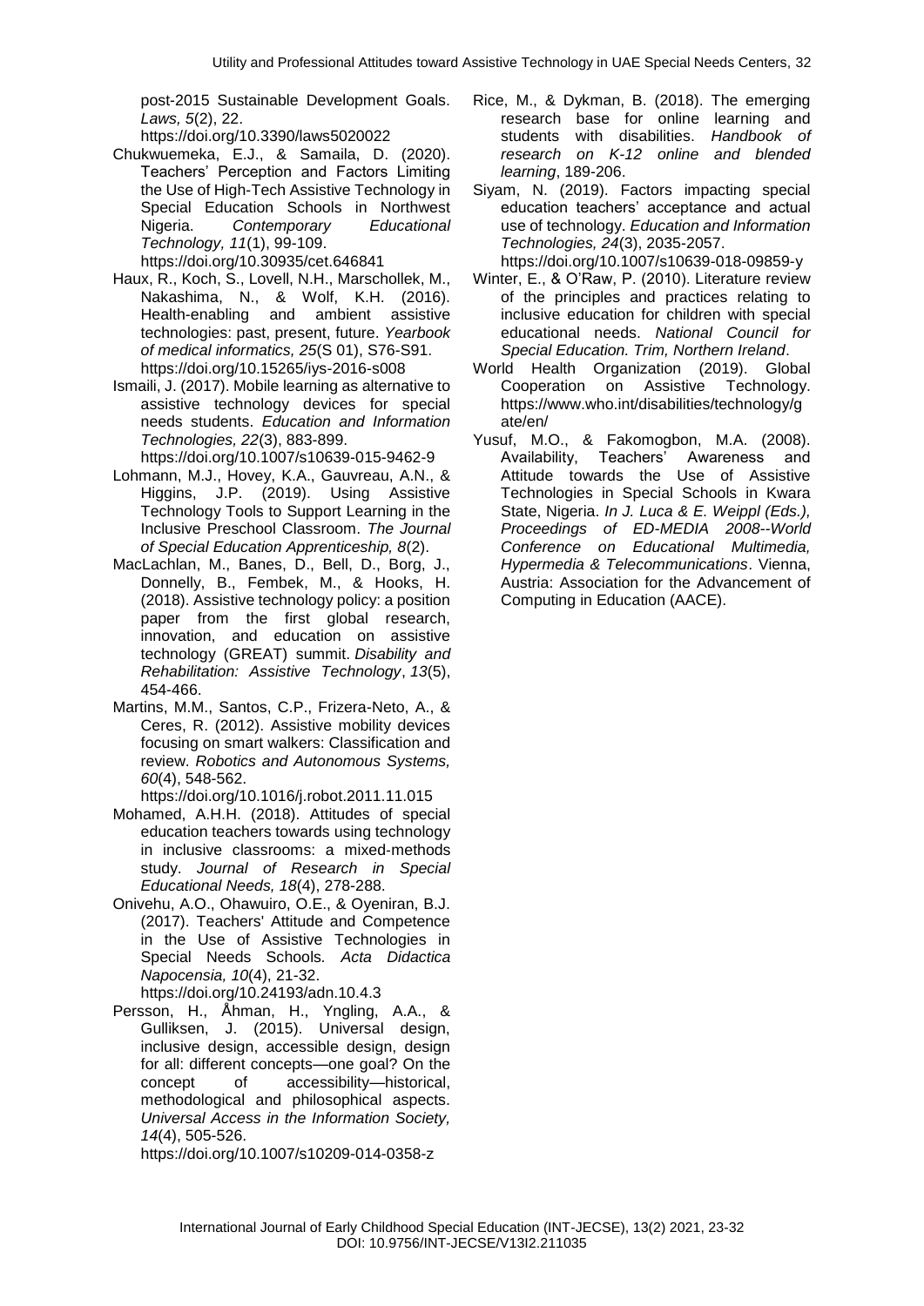post-2015 Sustainable Development Goals. *Laws, 5*(2), 22. https://doi.org/10.3390/laws5020022

Chukwuemeka, E.J., & Samaila, D. (2020). Teachers' Perception and Factors Limiting the Use of High-Tech Assistive Technology in Special Education Schools in Northwest Nigeria. *Contemporary Educational Technology, 11*(1), 99-109. https://doi.org/10.30935/cet.646841

Haux, R., Koch, S., Lovell, N.H., Marschollek, M., Nakashima, N., & Wolf, K.H. (2016). Health-enabling and ambient assistive technologies: past, present, future. *Yearbook of medical informatics, 25*(S 01), S76-S91. https://doi.org/10.15265/iys-2016-s008

Ismaili, J. (2017). Mobile learning as alternative to assistive technology devices for special needs students. *Education and Information Technologies, 22*(3), 883-899. https://doi.org/10.1007/s10639-015-9462-9

Lohmann, M.J., Hovey, K.A., Gauvreau, A.N., & Higgins, J.P. (2019). Using Assistive Technology Tools to Support Learning in the Inclusive Preschool Classroom. *The Journal of Special Education Apprenticeship, 8*(2).

MacLachlan, M., Banes, D., Bell, D., Borg, J., Donnelly, B., Fembek, M., & Hooks, H. (2018). Assistive technology policy: a position paper from the first global research, innovation, and education on assistive technology (GREAT) summit. *Disability and Rehabilitation: Assistive Technology*, *13*(5), 454-466.

Martins, M.M., Santos, C.P., Frizera-Neto, A., & Ceres, R. (2012). Assistive mobility devices focusing on smart walkers: Classification and review. *Robotics and Autonomous Systems, 60*(4), 548-562. https://doi.org/10.1016/j.robot.2011.11.015

Mohamed, A.H.H. (2018). Attitudes of special education teachers towards using technology in inclusive classrooms: a mixed-methods study. *Journal of Research in Special Educational Needs, 18*(4), 278-288.

Onivehu, A.O., Ohawuiro, O.E., & Oyeniran, B.J. (2017). Teachers' Attitude and Competence in the Use of Assistive Technologies in Special Needs Schools. *Acta Didactica Napocensia, 10*(4), 21-32. https://doi.org/10.24193/adn.10.4.3

Persson, H., Åhman, H., Yngling, A.A., & Gulliksen, J. (2015). Universal design, inclusive design, accessible design, design for all: different concepts—one goal? On the concept of accessibility—historical, methodological and philosophical aspects. *Universal Access in the Information Society, 14*(4), 505-526. https://doi.org/10.1007/s10209-014-0358-z

Rice, M., & Dykman, B. (2018). The emerging research base for online learning and students with disabilities. *Handbook of research on K-12 online and blended learning*, 189-206.

Siyam, N. (2019). Factors impacting special education teachers' acceptance and actual use of technology. *Education and Information Technologies, 24*(3), 2035-2057. https://doi.org/10.1007/s10639-018-09859-y

Winter, E., & O'Raw, P. (2010). Literature review of the principles and practices relating to inclusive education for children with special educational needs. *National Council for Special Education. Trim, Northern Ireland*.

World Health Organization (2019). Global Cooperation on Assistive Technology. https://www.who.int/disabilities/technology/gate/en/

Yusuf, M.O., & Fakomogbon, M.A. (2008). Availability, Teachers' Awareness and Attitude towards the Use of Assistive Technologies in Special Schools in Kwara State, Nigeria. *In J. Luca & E. Weippl (Eds.), Proceedings of ED-MEDIA 2008--World Conference on Educational Multimedia, Hypermedia & Telecommunications*. Vienna, Austria: Association for the Advancement of Computing in Education (AACE).